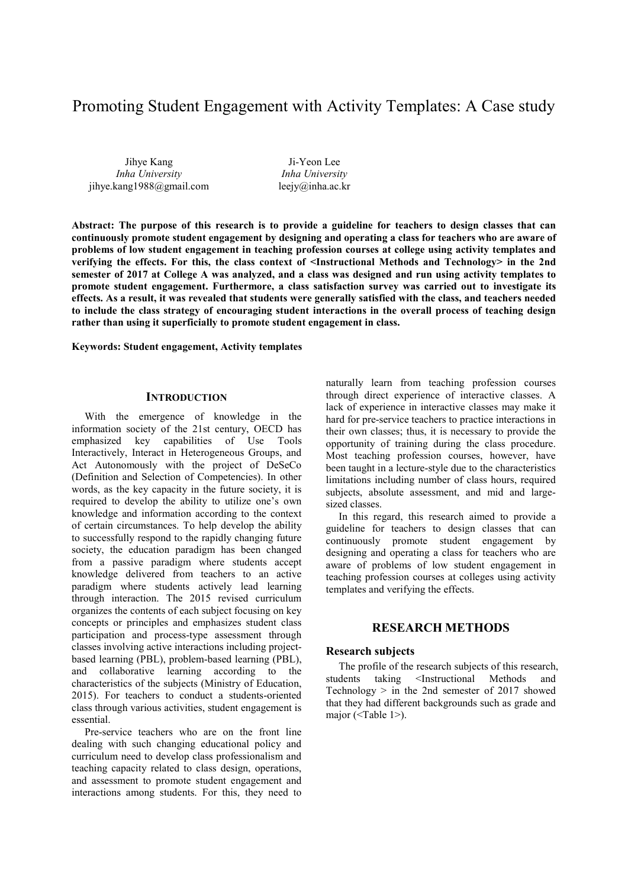# Promoting Student Engagement with Activity Templates: A Case study

Jihye Kang
*Inha University*
jihye.kang1988@gmail.com

Ji-Yeon Lee
*Inha University*
leejy@inha.ac.kr

**Abstract: The purpose of this research is to provide a guideline for teachers to design classes that can continuously promote student engagement by designing and operating a class for teachers who are aware of problems of low student engagement in teaching profession courses at college using activity templates and verifying the effects. For this, the class context of <Instructional Methods and Technology> in the 2nd semester of 2017 at College A was analyzed, and a class was designed and run using activity templates to promote student engagement. Furthermore, a class satisfaction survey was carried out to investigate its effects. As a result, it was revealed that students were generally satisfied with the class, and teachers needed to include the class strategy of encouraging student interactions in the overall process of teaching design rather than using it superficially to promote student engagement in class.**

**Keywords: Student engagement, Activity templates**

## INTRODUCTION

With the emergence of knowledge in the information society of the 21st century, OECD has emphasized key capabilities of Use Tools Interactively, Interact in Heterogeneous Groups, and Act Autonomously with the project of DeSeCo (Definition and Selection of Competencies). In other words, as the key capacity in the future society, it is required to develop the ability to utilize one's own knowledge and information according to the context of certain circumstances. To help develop the ability to successfully respond to the rapidly changing future society, the education paradigm has been changed from a passive paradigm where students accept knowledge delivered from teachers to an active paradigm where students actively lead learning through interaction. The 2015 revised curriculum organizes the contents of each subject focusing on key concepts or principles and emphasizes student class participation and process-type assessment through classes involving active interactions including project-based learning (PBL), problem-based learning (PBL), and collaborative learning according to the characteristics of the subjects (Ministry of Education, 2015). For teachers to conduct a students-oriented class through various activities, student engagement is essential.

Pre-service teachers who are on the front line dealing with such changing educational policy and curriculum need to develop class professionalism and teaching capacity related to class design, operations, and assessment to promote student engagement and interactions among students. For this, they need to naturally learn from teaching profession courses through direct experience of interactive classes. A lack of experience in interactive classes may make it hard for pre-service teachers to practice interactions in their own classes; thus, it is necessary to provide the opportunity of training during the class procedure. Most teaching profession courses, however, have been taught in a lecture-style due to the characteristics limitations including number of class hours, required subjects, absolute assessment, and mid and large-sized classes.

In this regard, this research aimed to provide a guideline for teachers to design classes that can continuously promote student engagement by designing and operating a class for teachers who are aware of problems of low student engagement in teaching profession courses at colleges using activity templates and verifying the effects.

## RESEARCH METHODS

### Research subjects

The profile of the research subjects of this research, students taking <Instructional Methods and Technology > in the 2nd semester of 2017 showed that they had different backgrounds such as grade and major (<Table 1>).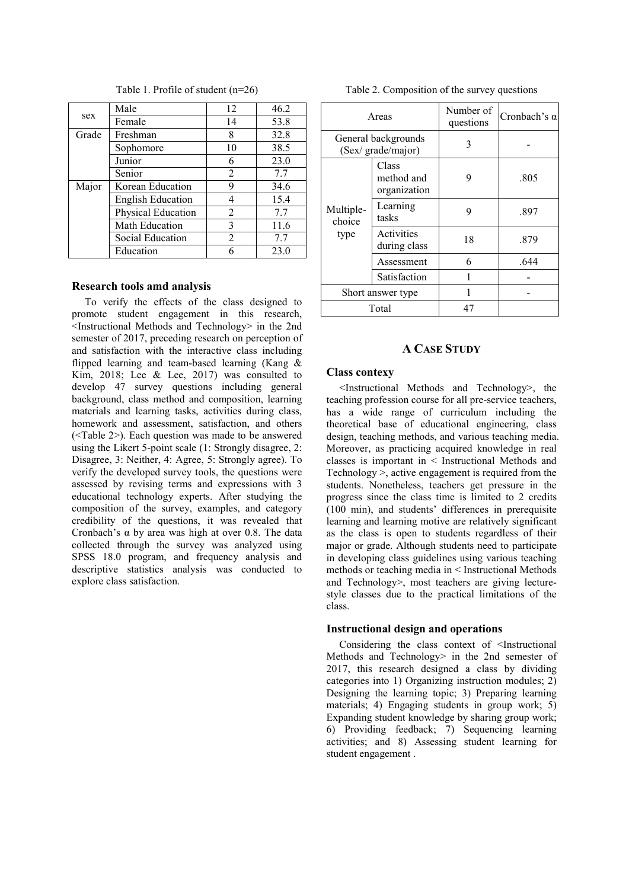Table 1. Profile of student (n=26)

| | | | |
|---|---|---|---|
| sex | Male | 12 | 46.2 |
| | Female | 14 | 53.8 |
| Grade | Freshman | 8 | 32.8 |
| | Sophomore | 10 | 38.5 |
| | Junior | 6 | 23.0 |
| | Senior | 2 | 7.7 |
| Major | Korean Education | 9 | 34.6 |
| | English Education | 4 | 15.4 |
| | Physical Education | 2 | 7.7 |
| | Math Education | 3 | 11.6 |
| | Social Education | 2 | 7.7 |
| | Education | 6 | 23.0 |

### Research tools amd analysis

To verify the effects of the class designed to promote student engagement in this research, <Instructional Methods and Technology> in the 2nd semester of 2017, preceding research on perception of and satisfaction with the interactive class including flipped learning and team-based learning (Kang & Kim, 2018; Lee & Lee, 2017) was consulted to develop 47 survey questions including general background, class method and composition, learning materials and learning tasks, activities during class, homework and assessment, satisfaction, and others (<Table 2>). Each question was made to be answered using the Likert 5-point scale (1: Strongly disagree, 2: Disagree, 3: Neither, 4: Agree, 5: Strongly agree). To verify the developed survey tools, the questions were assessed by revising terms and expressions with 3 educational technology experts. After studying the composition of the survey, examples, and category credibility of the questions, it was revealed that Cronbach's α by area was high at over 0.8. The data collected through the survey was analyzed using SPSS 18.0 program, and frequency analysis and descriptive statistics analysis was conducted to explore class satisfaction.

Table 2. Composition of the survey questions

| Areas | | Number of questions | Cronbach's α |
|---|---|---|---|
| General backgrounds (Sex/ grade/major) | | 3 | - |
| Multiple-choice type | Class method and organization | 9 | .805 |
| | Learning tasks | 9 | .897 |
| | Activities during class | 18 | .879 |
| | Assessment | 6 | .644 |
| | Satisfaction | 1 | - |
| Short answer type | | 1 | - |
| Total | | 47 | |

## A Case Study

### Class contexy

<Instructional Methods and Technology>, the teaching profession course for all pre-service teachers, has a wide range of curriculum including the theoretical base of educational engineering, class design, teaching methods, and various teaching media. Moreover, as practicing acquired knowledge in real classes is important in < Instructional Methods and Technology >, active engagement is required from the students. Nonetheless, teachers get pressure in the progress since the class time is limited to 2 credits (100 min), and students' differences in prerequisite learning and learning motive are relatively significant as the class is open to students regardless of their major or grade. Although students need to participate in developing class guidelines using various teaching methods or teaching media in < Instructional Methods and Technology>, most teachers are giving lecture-style classes due to the practical limitations of the class.

### Instructional design and operations

Considering the class context of <Instructional Methods and Technology> in the 2nd semester of 2017, this research designed a class by dividing categories into 1) Organizing instruction modules; 2) Designing the learning topic; 3) Preparing learning materials; 4) Engaging students in group work; 5) Expanding student knowledge by sharing group work; 6) Providing feedback; 7) Sequencing learning activities; and 8) Assessing student learning for student engagement .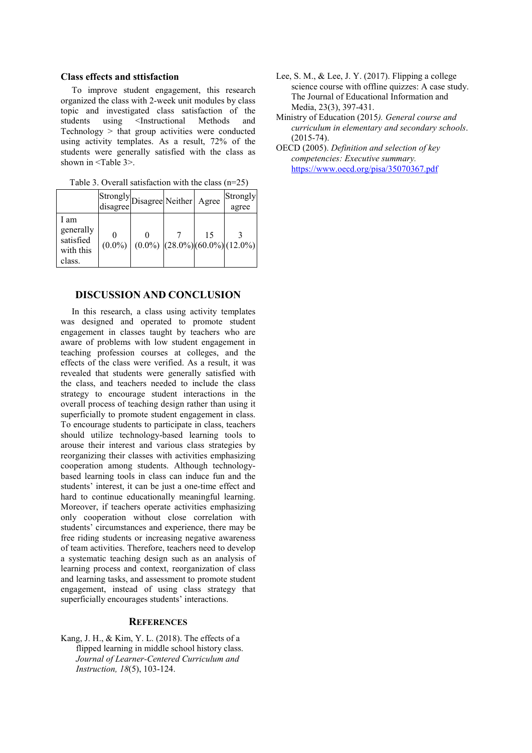### Class effects and sttisfaction

To improve student engagement, this research organized the class with 2-week unit modules by class topic and investigated class satisfaction of the students using <Instructional Methods and Technology > that group activities were conducted using activity templates. As a result, 72% of the students were generally satisfied with the class as shown in <Table 3>.

Table 3. Overall satisfaction with the class (n=25)

| | Strongly disagree | Disagree | Neither | Agree | Strongly agree |
|---|---|---|---|---|---|
| I am generally satisfied with this class. | 0 (0.0%) | 0 (0.0%) | 7 (28.0%) | 15 (60.0%) | 3 (12.0%) |

## DISCUSSION AND CONCLUSION

In this research, a class using activity templates was designed and operated to promote student engagement in classes taught by teachers who are aware of problems with low student engagement in teaching profession courses at colleges, and the effects of the class were verified. As a result, it was revealed that students were generally satisfied with the class, and teachers needed to include the class strategy to encourage student interactions in the overall process of teaching design rather than using it superficially to promote student engagement in class. To encourage students to participate in class, teachers should utilize technology-based learning tools to arouse their interest and various class strategies by reorganizing their classes with activities emphasizing cooperation among students. Although technology-based learning tools in class can induce fun and the students' interest, it can be just a one-time effect and hard to continue educationally meaningful learning. Moreover, if teachers operate activities emphasizing only cooperation without close correlation with students' circumstances and experience, there may be free riding students or increasing negative awareness of team activities. Therefore, teachers need to develop a systematic teaching design such as an analysis of learning process and context, reorganization of class and learning tasks, and assessment to promote student engagement, instead of using class strategy that superficially encourages students' interactions.

## REFERENCES

Kang, J. H., & Kim, Y. L. (2018). The effects of a flipped learning in middle school history class. *Journal of Learner-Centered Curriculum and Instruction, 18*(5), 103-124.

Lee, S. M., & Lee, J. Y. (2017). Flipping a college science course with offline quizzes: A case study. The Journal of Educational Information and Media, 23(3), 397-431.

Ministry of Education (2015*). General course and curriculum in elementary and secondary schools*. (2015-74).

OECD (2005). *Definition and selection of key competencies: Executive summary.* https://www.oecd.org/pisa/35070367.pdf